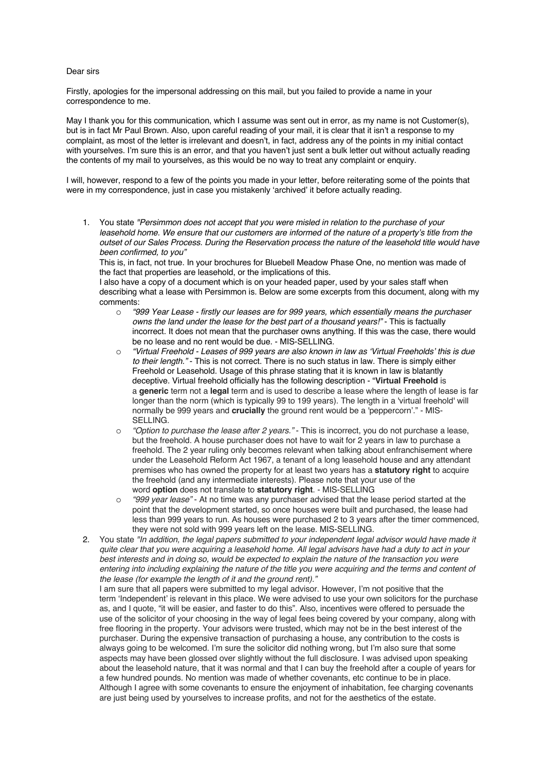Dear sirs

Firstly, apologies for the impersonal addressing on this mail, but you failed to provide a name in your correspondence to me.

May I thank you for this communication, which I assume was sent out in error, as my name is not Customer(s), but is in fact Mr Paul Brown. Also, upon careful reading of your mail, it is clear that it isn't a response to my complaint, as most of the letter is irrelevant and doesn't, in fact, address any of the points in my initial contact with yourselves. I'm sure this is an error, and that you haven't just sent a bulk letter out without actually reading the contents of my mail to yourselves, as this would be no way to treat any complaint or enquiry.

I will, however, respond to a few of the points you made in your letter, before reiterating some of the points that were in my correspondence, just in case you mistakenly 'archived' it before actually reading.

1. You state *"Persimmon does not accept that you were misled in relation to the purchase of your leasehold home. We ensure that our customers are informed of the nature of a property's title from the outset of our Sales Process. During the Reservation process the nature of the leasehold title would have been confirmed, to you"*
   This is, in fact, not true. In your brochures for Bluebell Meadow Phase One, no mention was made of the fact that properties are leasehold, or the implications of this.
   I also have a copy of a document which is on your headed paper, used by your sales staff when describing what a lease with Persimmon is. Below are some excerpts from this document, along with my comments:
   - *"999 Year Lease - firstly our leases are for 999 years, which essentially means the purchaser owns the land under the lease for the best part of a thousand years!"* - This is factually incorrect. It does not mean that the purchaser owns anything. If this was the case, there would be no lease and no rent would be due. - MIS-SELLING.
   - *"Virtual Freehold - Leases of 999 years are also known in law as 'Virtual Freeholds' this is due to their length."* - This is not correct. There is no such status in law. There is simply either Freehold or Leasehold. Usage of this phrase stating that it is known in law is blatantly deceptive. Virtual freehold officially has the following description - "**Virtual Freehold** is a **generic** term not a **legal** term and is used to describe a lease where the length of lease is far longer than the norm (which is typically 99 to 199 years). The length in a 'virtual freehold' will normally be 999 years and **crucially** the ground rent would be a 'peppercorn'." - MIS-SELLING.
   - *"Option to purchase the lease after 2 years."* - This is incorrect, you do not purchase a lease, but the freehold. A house purchaser does not have to wait for 2 years in law to purchase a freehold. The 2 year ruling only becomes relevant when talking about enfranchisement where under the Leasehold Reform Act 1967, a tenant of a long leasehold house and any attendant premises who has owned the property for at least two years has a **statutory right** to acquire the freehold (and any intermediate interests). Please note that your use of the word **option** does not translate to **statutory right**. - MIS-SELLING
   - *"999 year lease"* - At no time was any purchaser advised that the lease period started at the point that the development started, so once houses were built and purchased, the lease had less than 999 years to run. As houses were purchased 2 to 3 years after the timer commenced, they were not sold with 999 years left on the lease. MIS-SELLING.
2. You state *"In addition, the legal papers submitted to your independent legal advisor would have made it quite clear that you were acquiring a leasehold home. All legal advisors have had a duty to act in your best interests and in doing so, would be expected to explain the nature of the transaction you were entering into including explaining the nature of the title you were acquiring and the terms and content of the lease (for example the length of it and the ground rent)."*
   I am sure that all papers were submitted to my legal advisor. However, I'm not positive that the term 'Independent' is relevant in this place. We were advised to use your own solicitors for the purchase as, and I quote, "it will be easier, and faster to do this". Also, incentives were offered to persuade the use of the solicitor of your choosing in the way of legal fees being covered by your company, along with free flooring in the property. Your advisors were trusted, which may not be in the best interest of the purchaser. During the expensive transaction of purchasing a house, any contribution to the costs is always going to be welcomed. I'm sure the solicitor did nothing wrong, but I'm also sure that some aspects may have been glossed over slightly without the full disclosure. I was advised upon speaking about the leasehold nature, that it was normal and that I can buy the freehold after a couple of years for a few hundred pounds. No mention was made of whether covenants, etc continue to be in place. Although I agree with some covenants to ensure the enjoyment of inhabitation, fee charging covenants are just being used by yourselves to increase profits, and not for the aesthetics of the estate.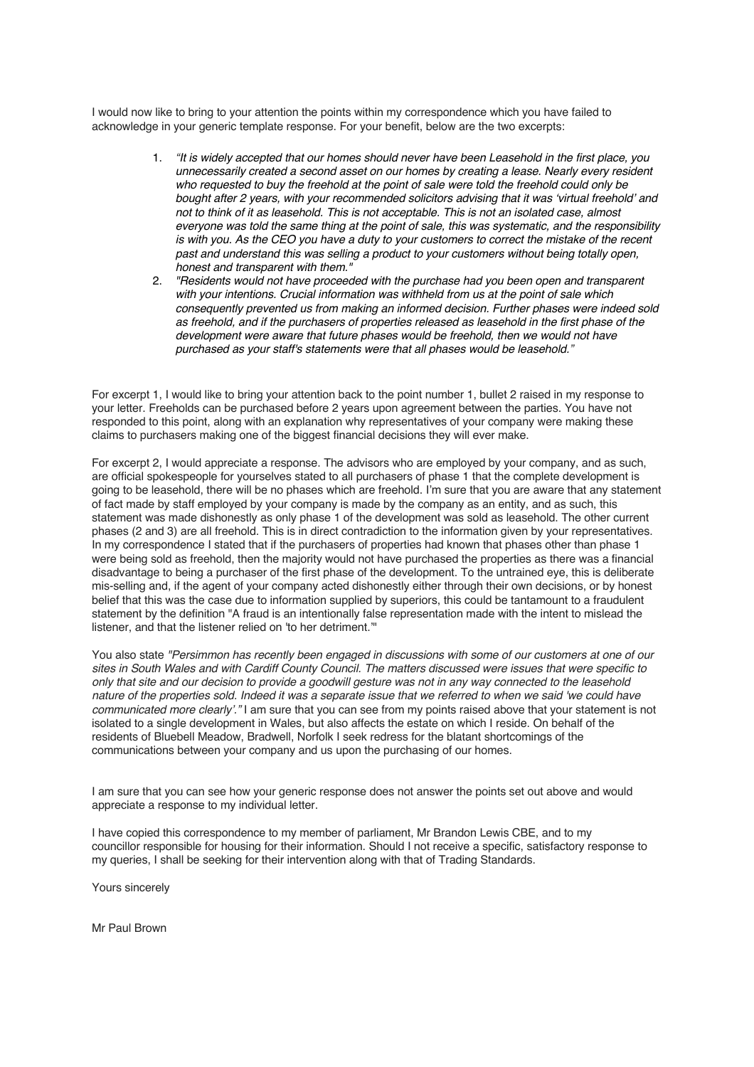I would now like to bring to your attention the points within my correspondence which you have failed to acknowledge in your generic template response. For your benefit, below are the two excerpts:

1. *"It is widely accepted that our homes should never have been Leasehold in the first place, you unnecessarily created a second asset on our homes by creating a lease. Nearly every resident who requested to buy the freehold at the point of sale were told the freehold could only be bought after 2 years, with your recommended solicitors advising that it was 'virtual freehold' and not to think of it as leasehold. This is not acceptable. This is not an isolated case, almost everyone was told the same thing at the point of sale, this was systematic, and the responsibility is with you. As the CEO you have a duty to your customers to correct the mistake of the recent past and understand this was selling a product to your customers without being totally open, honest and transparent with them."*
2. *"Residents would not have proceeded with the purchase had you been open and transparent with your intentions. Crucial information was withheld from us at the point of sale which consequently prevented us from making an informed decision. Further phases were indeed sold as freehold, and if the purchasers of properties released as leasehold in the first phase of the development were aware that future phases would be freehold, then we would not have purchased as your staff's statements were that all phases would be leasehold."*

For excerpt 1, I would like to bring your attention back to the point number 1, bullet 2 raised in my response to your letter. Freeholds can be purchased before 2 years upon agreement between the parties. You have not responded to this point, along with an explanation why representatives of your company were making these claims to purchasers making one of the biggest financial decisions they will ever make.

For excerpt 2, I would appreciate a response. The advisors who are employed by your company, and as such, are official spokespeople for yourselves stated to all purchasers of phase 1 that the complete development is going to be leasehold, there will be no phases which are freehold. I'm sure that you are aware that any statement of fact made by staff employed by your company is made by the company as an entity, and as such, this statement was made dishonestly as only phase 1 of the development was sold as leasehold. The other current phases (2 and 3) are all freehold. This is in direct contradiction to the information given by your representatives. In my correspondence I stated that if the purchasers of properties had known that phases other than phase 1 were being sold as freehold, then the majority would not have purchased the properties as there was a financial disadvantage to being a purchaser of the first phase of the development. To the untrained eye, this is deliberate mis-selling and, if the agent of your company acted dishonestly either through their own decisions, or by honest belief that this was the case due to information supplied by superiors, this could be tantamount to a fraudulent statement by the definition "A fraud is an intentionally false representation made with the intent to mislead the listener, and that the listener relied on 'to her detriment.'"

You also state *"Persimmon has recently been engaged in discussions with some of our customers at one of our sites in South Wales and with Cardiff County Council. The matters discussed were issues that were specific to only that site and our decision to provide a goodwill gesture was not in any way connected to the leasehold nature of the properties sold. Indeed it was a separate issue that we referred to when we said 'we could have communicated more clearly'."* I am sure that you can see from my points raised above that your statement is not isolated to a single development in Wales, but also affects the estate on which I reside. On behalf of the residents of Bluebell Meadow, Bradwell, Norfolk I seek redress for the blatant shortcomings of the communications between your company and us upon the purchasing of our homes.

I am sure that you can see how your generic response does not answer the points set out above and would appreciate a response to my individual letter.

I have copied this correspondence to my member of parliament, Mr Brandon Lewis CBE, and to my councillor responsible for housing for their information. Should I not receive a specific, satisfactory response to my queries, I shall be seeking for their intervention along with that of Trading Standards.

Yours sincerely

Mr Paul Brown